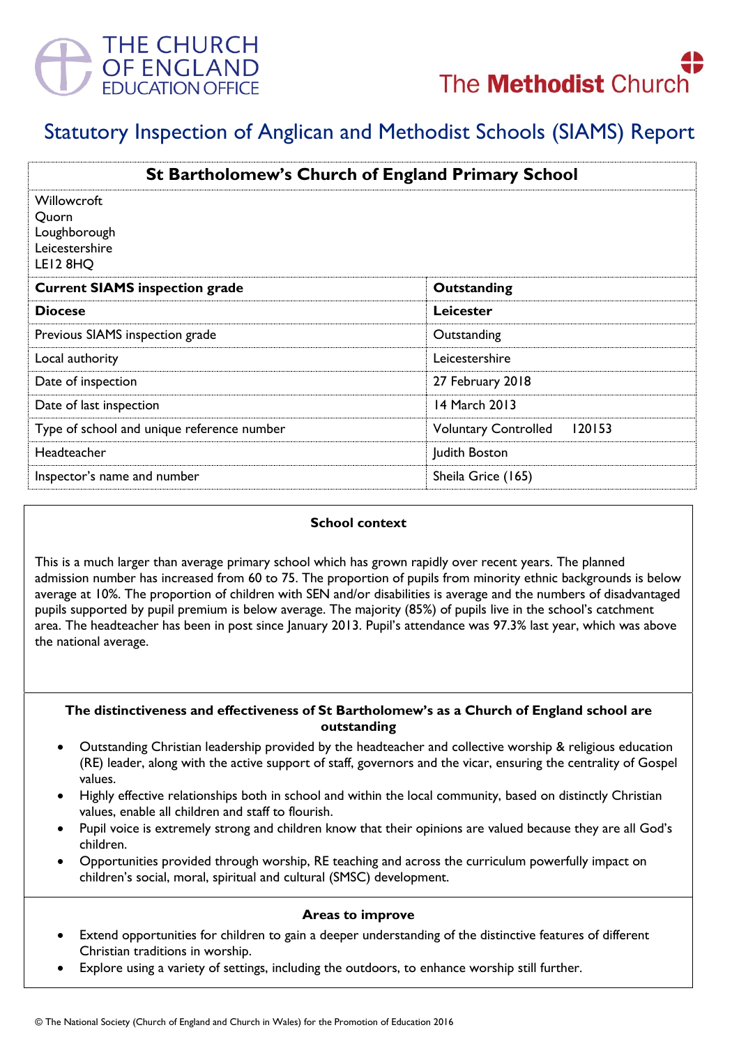THE CHURCH OF ENGLAND EDUCATION OFFICE

The Methodist Church

# Statutory Inspection of Anglican and Methodist Schools (SIAMS) Report

## St Bartholomew's Church of England Primary School

Willowcroft
Quorn
Loughborough
Leicestershire
LE12 8HQ

| **Current SIAMS inspection grade** | **Outstanding** |
|---|---|
| **Diocese** | **Leicester** |
| Previous SIAMS inspection grade | Outstanding |
| Local authority | Leicestershire |
| Date of inspection | 27 February 2018 |
| Date of last inspection | 14 March 2013 |
| Type of school and unique reference number | Voluntary Controlled 120153 |
| Headteacher | Judith Boston |
| Inspector's name and number | Sheila Grice (165) |

**School context**

This is a much larger than average primary school which has grown rapidly over recent years. The planned admission number has increased from 60 to 75. The proportion of pupils from minority ethnic backgrounds is below average at 10%. The proportion of children with SEN and/or disabilities is average and the numbers of disadvantaged pupils supported by pupil premium is below average. The majority (85%) of pupils live in the school's catchment area. The headteacher has been in post since January 2013. Pupil's attendance was 97.3% last year, which was above the national average.

**The distinctiveness and effectiveness of St Bartholomew's as a Church of England school are outstanding**

- Outstanding Christian leadership provided by the headteacher and collective worship & religious education (RE) leader, along with the active support of staff, governors and the vicar, ensuring the centrality of Gospel values.
- Highly effective relationships both in school and within the local community, based on distinctly Christian values, enable all children and staff to flourish.
- Pupil voice is extremely strong and children know that their opinions are valued because they are all God's children.
- Opportunities provided through worship, RE teaching and across the curriculum powerfully impact on children's social, moral, spiritual and cultural (SMSC) development.

**Areas to improve**

- Extend opportunities for children to gain a deeper understanding of the distinctive features of different Christian traditions in worship.
- Explore using a variety of settings, including the outdoors, to enhance worship still further.

© The National Society (Church of England and Church in Wales) for the Promotion of Education 2016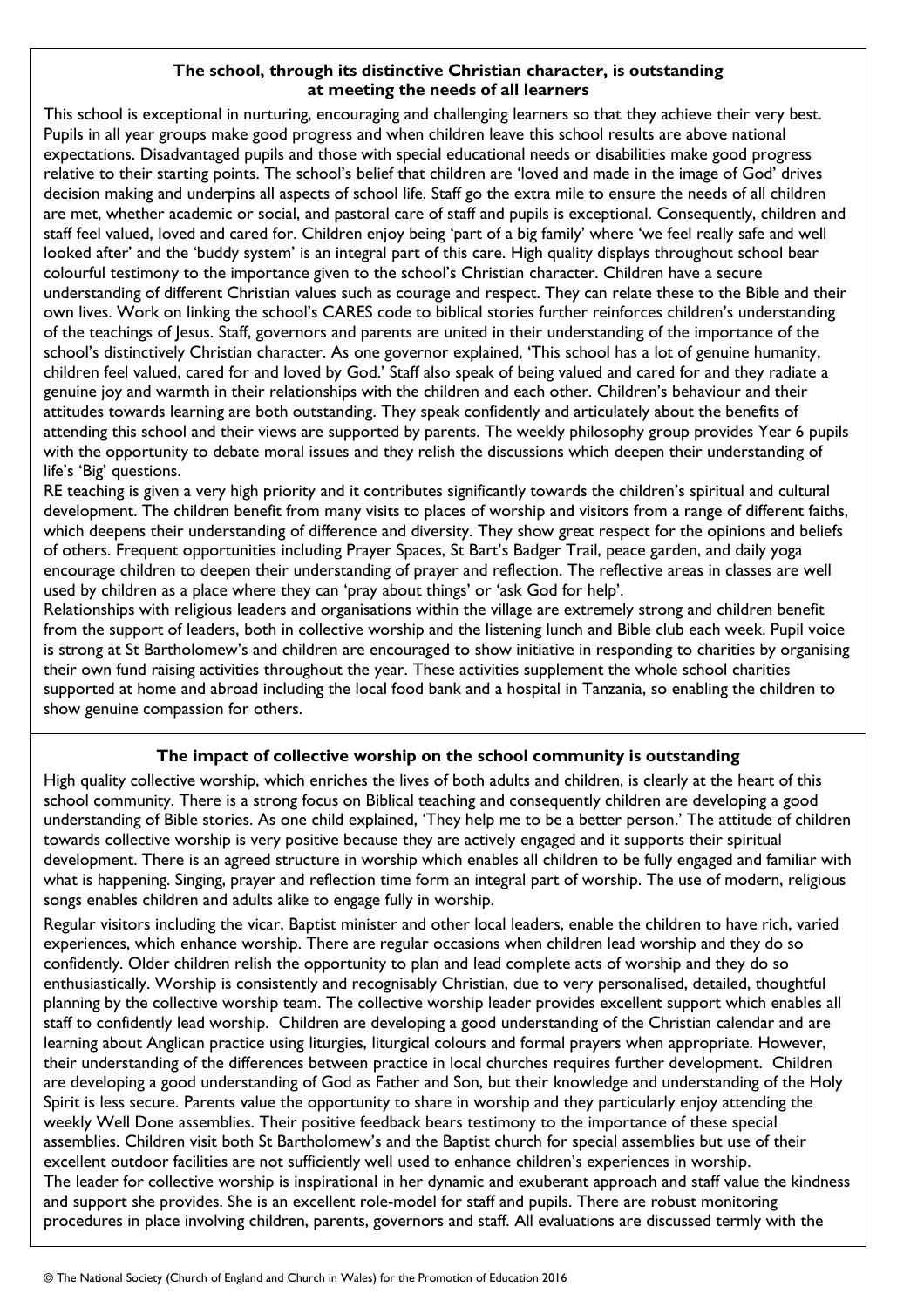## The school, through its distinctive Christian character, is outstanding at meeting the needs of all learners

This school is exceptional in nurturing, encouraging and challenging learners so that they achieve their very best. Pupils in all year groups make good progress and when children leave this school results are above national expectations. Disadvantaged pupils and those with special educational needs or disabilities make good progress relative to their starting points. The school's belief that children are 'loved and made in the image of God' drives decision making and underpins all aspects of school life. Staff go the extra mile to ensure the needs of all children are met, whether academic or social, and pastoral care of staff and pupils is exceptional. Consequently, children and staff feel valued, loved and cared for. Children enjoy being 'part of a big family' where 'we feel really safe and well looked after' and the 'buddy system' is an integral part of this care. High quality displays throughout school bear colourful testimony to the importance given to the school's Christian character. Children have a secure understanding of different Christian values such as courage and respect. They can relate these to the Bible and their own lives. Work on linking the school's CARES code to biblical stories further reinforces children's understanding of the teachings of Jesus. Staff, governors and parents are united in their understanding of the importance of the school's distinctively Christian character. As one governor explained, 'This school has a lot of genuine humanity, children feel valued, cared for and loved by God.' Staff also speak of being valued and cared for and they radiate a genuine joy and warmth in their relationships with the children and each other. Children's behaviour and their attitudes towards learning are both outstanding. They speak confidently and articulately about the benefits of attending this school and their views are supported by parents. The weekly philosophy group provides Year 6 pupils with the opportunity to debate moral issues and they relish the discussions which deepen their understanding of life's 'Big' questions.

RE teaching is given a very high priority and it contributes significantly towards the children's spiritual and cultural development. The children benefit from many visits to places of worship and visitors from a range of different faiths, which deepens their understanding of difference and diversity. They show great respect for the opinions and beliefs of others. Frequent opportunities including Prayer Spaces, St Bart's Badger Trail, peace garden, and daily yoga encourage children to deepen their understanding of prayer and reflection. The reflective areas in classes are well used by children as a place where they can 'pray about things' or 'ask God for help'.

Relationships with religious leaders and organisations within the village are extremely strong and children benefit from the support of leaders, both in collective worship and the listening lunch and Bible club each week. Pupil voice is strong at St Bartholomew's and children are encouraged to show initiative in responding to charities by organising their own fund raising activities throughout the year. These activities supplement the whole school charities supported at home and abroad including the local food bank and a hospital in Tanzania, so enabling the children to show genuine compassion for others.

## The impact of collective worship on the school community is outstanding

High quality collective worship, which enriches the lives of both adults and children, is clearly at the heart of this school community. There is a strong focus on Biblical teaching and consequently children are developing a good understanding of Bible stories. As one child explained, 'They help me to be a better person.' The attitude of children towards collective worship is very positive because they are actively engaged and it supports their spiritual development. There is an agreed structure in worship which enables all children to be fully engaged and familiar with what is happening. Singing, prayer and reflection time form an integral part of worship. The use of modern, religious songs enables children and adults alike to engage fully in worship.

Regular visitors including the vicar, Baptist minister and other local leaders, enable the children to have rich, varied experiences, which enhance worship. There are regular occasions when children lead worship and they do so confidently. Older children relish the opportunity to plan and lead complete acts of worship and they do so enthusiastically. Worship is consistently and recognisably Christian, due to very personalised, detailed, thoughtful planning by the collective worship team. The collective worship leader provides excellent support which enables all staff to confidently lead worship. Children are developing a good understanding of the Christian calendar and are learning about Anglican practice using liturgies, liturgical colours and formal prayers when appropriate. However, their understanding of the differences between practice in local churches requires further development. Children are developing a good understanding of God as Father and Son, but their knowledge and understanding of the Holy Spirit is less secure. Parents value the opportunity to share in worship and they particularly enjoy attending the weekly Well Done assemblies. Their positive feedback bears testimony to the importance of these special assemblies. Children visit both St Bartholomew's and the Baptist church for special assemblies but use of their excellent outdoor facilities are not sufficiently well used to enhance children's experiences in worship.

The leader for collective worship is inspirational in her dynamic and exuberant approach and staff value the kindness and support she provides. She is an excellent role-model for staff and pupils. There are robust monitoring procedures in place involving children, parents, governors and staff. All evaluations are discussed termly with the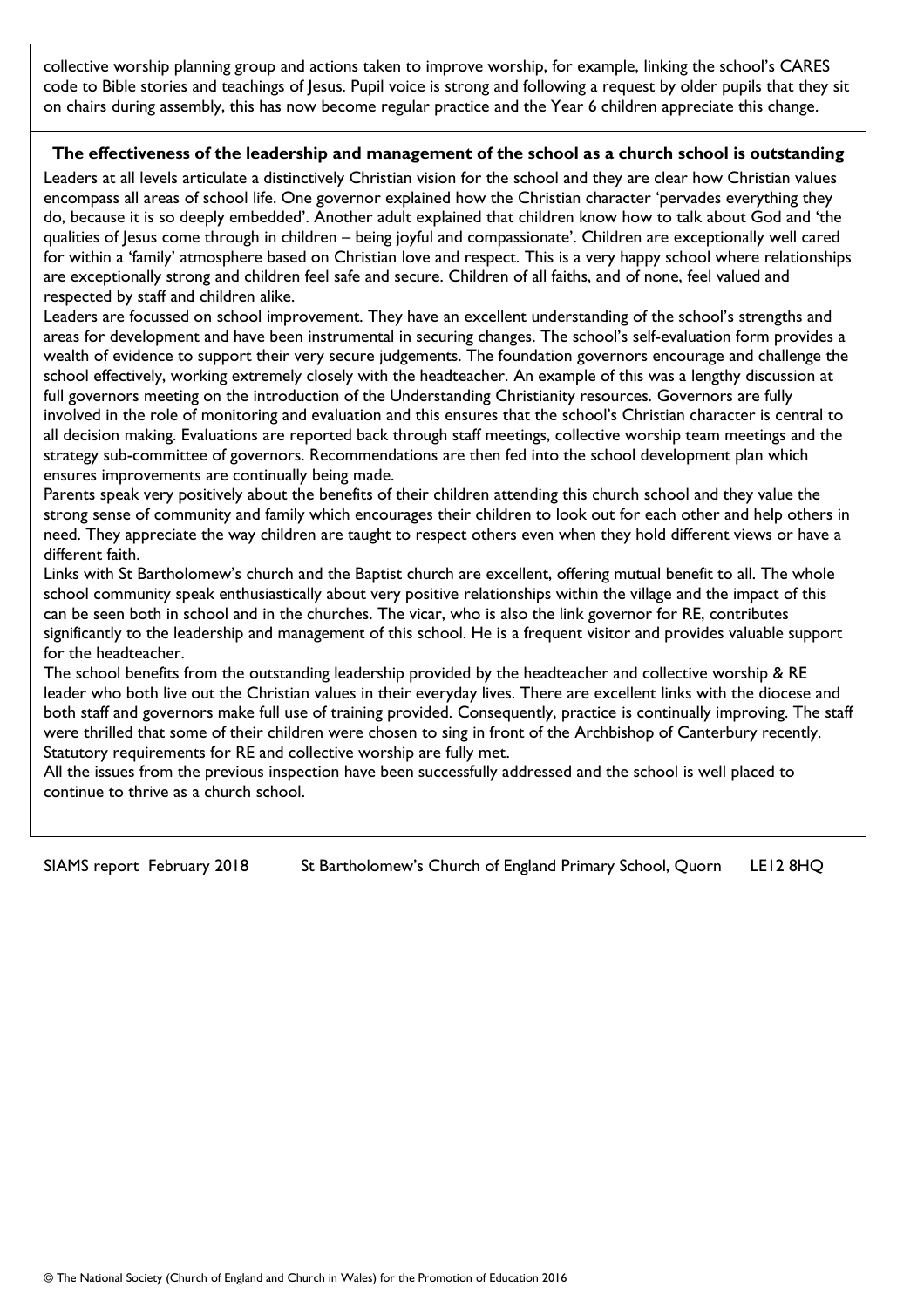collective worship planning group and actions taken to improve worship, for example, linking the school's CARES code to Bible stories and teachings of Jesus. Pupil voice is strong and following a request by older pupils that they sit on chairs during assembly, this has now become regular practice and the Year 6 children appreciate this change.

**The effectiveness of the leadership and management of the school as a church school is outstanding**

Leaders at all levels articulate a distinctively Christian vision for the school and they are clear how Christian values encompass all areas of school life. One governor explained how the Christian character 'pervades everything they do, because it is so deeply embedded'. Another adult explained that children know how to talk about God and 'the qualities of Jesus come through in children – being joyful and compassionate'. Children are exceptionally well cared for within a 'family' atmosphere based on Christian love and respect. This is a very happy school where relationships are exceptionally strong and children feel safe and secure. Children of all faiths, and of none, feel valued and respected by staff and children alike.

Leaders are focussed on school improvement. They have an excellent understanding of the school's strengths and areas for development and have been instrumental in securing changes. The school's self-evaluation form provides a wealth of evidence to support their very secure judgements. The foundation governors encourage and challenge the school effectively, working extremely closely with the headteacher. An example of this was a lengthy discussion at full governors meeting on the introduction of the Understanding Christianity resources. Governors are fully involved in the role of monitoring and evaluation and this ensures that the school's Christian character is central to all decision making. Evaluations are reported back through staff meetings, collective worship team meetings and the strategy sub-committee of governors. Recommendations are then fed into the school development plan which ensures improvements are continually being made.

Parents speak very positively about the benefits of their children attending this church school and they value the strong sense of community and family which encourages their children to look out for each other and help others in need. They appreciate the way children are taught to respect others even when they hold different views or have a different faith.

Links with St Bartholomew's church and the Baptist church are excellent, offering mutual benefit to all. The whole school community speak enthusiastically about very positive relationships within the village and the impact of this can be seen both in school and in the churches. The vicar, who is also the link governor for RE, contributes significantly to the leadership and management of this school. He is a frequent visitor and provides valuable support for the headteacher.

The school benefits from the outstanding leadership provided by the headteacher and collective worship & RE leader who both live out the Christian values in their everyday lives. There are excellent links with the diocese and both staff and governors make full use of training provided. Consequently, practice is continually improving. The staff were thrilled that some of their children were chosen to sing in front of the Archbishop of Canterbury recently. Statutory requirements for RE and collective worship are fully met.

All the issues from the previous inspection have been successfully addressed and the school is well placed to continue to thrive as a church school.